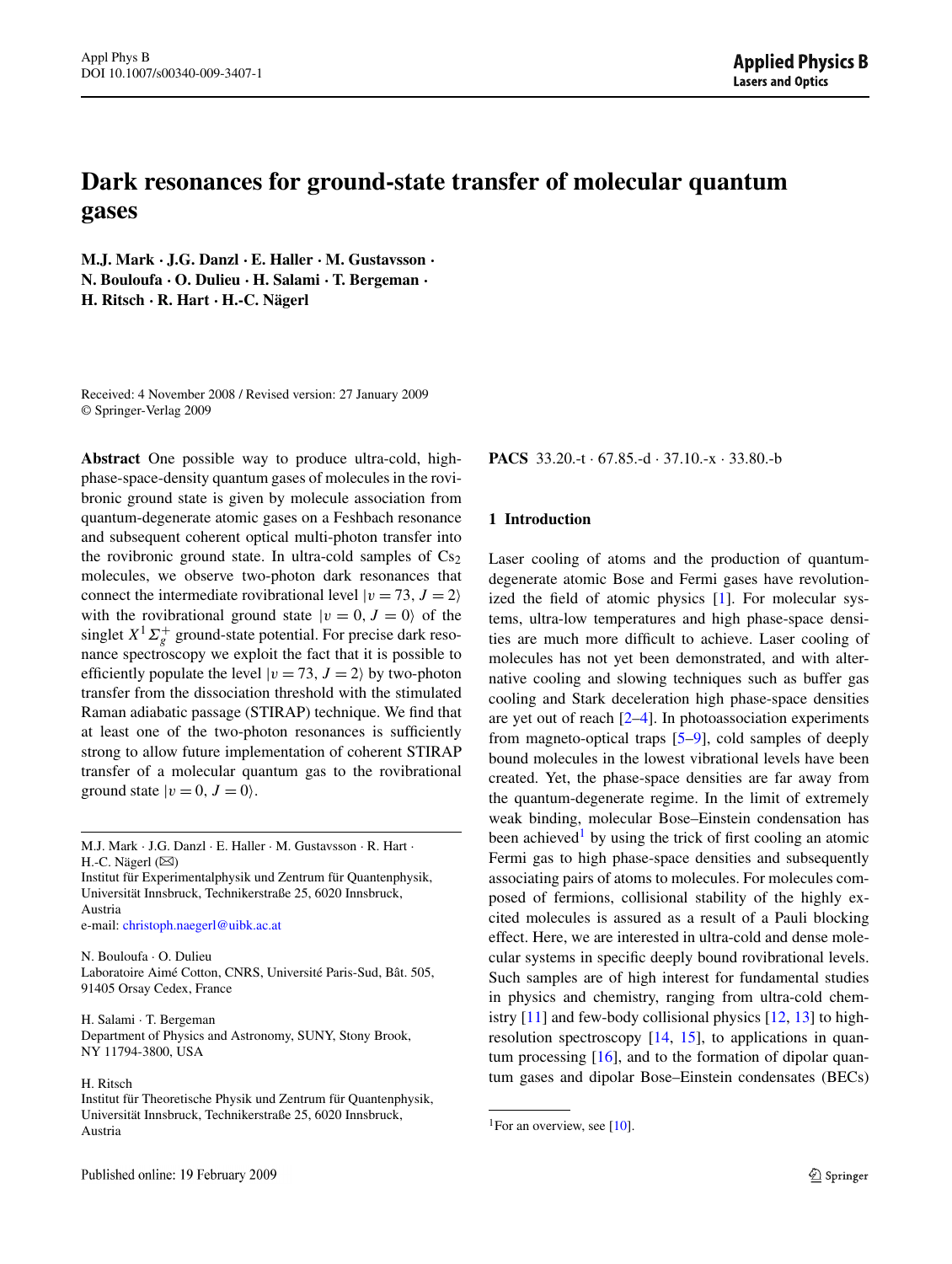Appl Phys B
DOI 10.1007/s00340-009-3407-1

# Dark resonances for ground-state transfer of molecular quantum gases

**M.J. Mark · J.G. Danzl · E. Haller · M. Gustavsson · N. Bouloufa · O. Dulieu · H. Salami · T. Bergeman · H. Ritsch · R. Hart · H.-C. Nägerl**

Received: 4 November 2008 / Revised version: 27 January 2009
© Springer-Verlag 2009

**Abstract** One possible way to produce ultra-cold, high-phase-space-density quantum gases of molecules in the rovibronic ground state is given by molecule association from quantum-degenerate atomic gases on a Feshbach resonance and subsequent coherent optical multi-photon transfer into the rovibronic ground state. In ultra-cold samples of $Cs_2$ molecules, we observe two-photon dark resonances that connect the intermediate rovibrational level $|v = 73, J = 2\rangle$ with the rovibrational ground state $|v = 0, J = 0\rangle$ of the singlet $X^1\Sigma_g^+$ ground-state potential. For precise dark resonance spectroscopy we exploit the fact that it is possible to efficiently populate the level $|v = 73, J = 2\rangle$ by two-photon transfer from the dissociation threshold with the stimulated Raman adiabatic passage (STIRAP) technique. We find that at least one of the two-photon resonances is sufficiently strong to allow future implementation of coherent STIRAP transfer of a molecular quantum gas to the rovibrational ground state $|v = 0, J = 0\rangle$.

M.J. Mark · J.G. Danzl · E. Haller · M. Gustavsson · R. Hart · H.-C. Nägerl (✉)
Institut für Experimentalphysik und Zentrum für Quantenphysik, Universität Innsbruck, Technikerstraße 25, 6020 Innsbruck, Austria
e-mail: christoph.naegerl@uibk.ac.at

N. Bouloufa · O. Dulieu
Laboratoire Aimé Cotton, CNRS, Université Paris-Sud, Bât. 505, 91405 Orsay Cedex, France

H. Salami · T. Bergeman
Department of Physics and Astronomy, SUNY, Stony Brook, NY 11794-3800, USA

H. Ritsch
Institut für Theoretische Physik und Zentrum für Quantenphysik, Universität Innsbruck, Technikerstraße 25, 6020 Innsbruck, Austria

**PACS** 33.20.-t · 67.85.-d · 37.10.-x · 33.80.-b

## 1 Introduction

Laser cooling of atoms and the production of quantum-degenerate atomic Bose and Fermi gases have revolutionized the field of atomic physics [1]. For molecular systems, ultra-low temperatures and high phase-space densities are much more difficult to achieve. Laser cooling of molecules has not yet been demonstrated, and with alternative cooling and slowing techniques such as buffer gas cooling and Stark deceleration high phase-space densities are yet out of reach [2–4]. In photoassociation experiments from magneto-optical traps [5–9], cold samples of deeply bound molecules in the lowest vibrational levels have been created. Yet, the phase-space densities are far away from the quantum-degenerate regime. In the limit of extremely weak binding, molecular Bose–Einstein condensation has been achieved[1] by using the trick of first cooling an atomic Fermi gas to high phase-space densities and subsequently associating pairs of atoms to molecules. For molecules composed of fermions, collisional stability of the highly excited molecules is assured as a result of a Pauli blocking effect. Here, we are interested in ultra-cold and dense molecular systems in specific deeply bound rovibrational levels. Such samples are of high interest for fundamental studies in physics and chemistry, ranging from ultra-cold chemistry [11] and few-body collisional physics [12, 13] to high-resolution spectroscopy [14, 15], to applications in quantum processing [16], and to the formation of dipolar quantum gases and dipolar Bose–Einstein condensates (BECs)

[1] For an overview, see [10].

Published online: 19 February 2009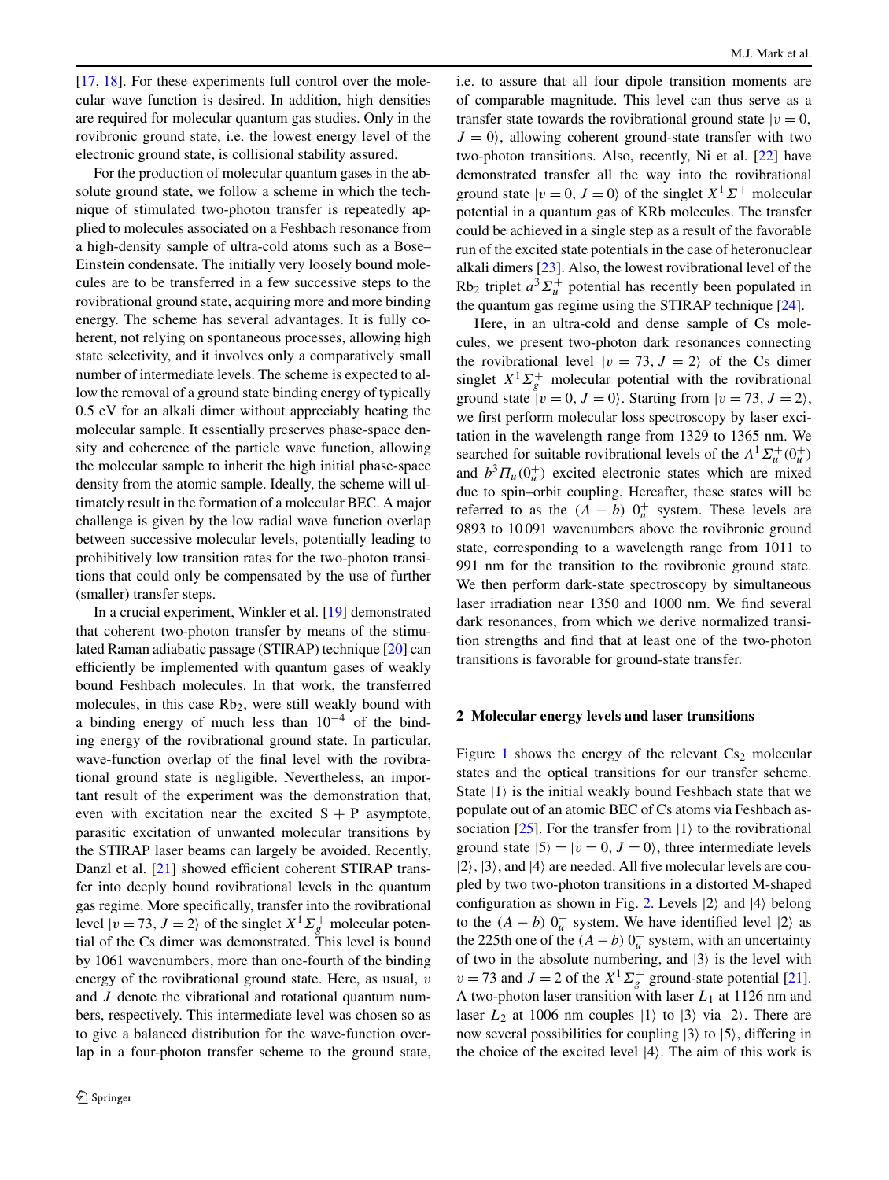[17, 18]. For these experiments full control over the molecular wave function is desired. In addition, high densities are required for molecular quantum gas studies. Only in the rovibronic ground state, i.e. the lowest energy level of the electronic ground state, is collisional stability assured.

For the production of molecular quantum gases in the absolute ground state, we follow a scheme in which the technique of stimulated two-photon transfer is repeatedly applied to molecules associated on a Feshbach resonance from a high-density sample of ultra-cold atoms such as a Bose–Einstein condensate. The initially very loosely bound molecules are to be transferred in a few successive steps to the rovibrational ground state, acquiring more and more binding energy. The scheme has several advantages. It is fully coherent, not relying on spontaneous processes, allowing high state selectivity, and it involves only a comparatively small number of intermediate levels. The scheme is expected to allow the removal of a ground state binding energy of typically 0.5 eV for an alkali dimer without appreciably heating the molecular sample. It essentially preserves phase-space density and coherence of the particle wave function, allowing the molecular sample to inherit the high initial phase-space density from the atomic sample. Ideally, the scheme will ultimately result in the formation of a molecular BEC. A major challenge is given by the low radial wave function overlap between successive molecular levels, potentially leading to prohibitively low transition rates for the two-photon transitions that could only be compensated by the use of further (smaller) transfer steps.

In a crucial experiment, Winkler et al. [19] demonstrated that coherent two-photon transfer by means of the stimulated Raman adiabatic passage (STIRAP) technique [20] can efficiently be implemented with quantum gases of weakly bound Feshbach molecules. In that work, the transferred molecules, in this case $Rb_2$, were still weakly bound with a binding energy of much less than $10^{-4}$ of the binding energy of the rovibrational ground state. In particular, wave-function overlap of the final level with the rovibrational ground state is negligible. Nevertheless, an important result of the experiment was the demonstration that, even with excitation near the excited S + P asymptote, parasitic excitation of unwanted molecular transitions by the STIRAP laser beams can largely be avoided. Recently, Danzl et al. [21] showed efficient coherent STIRAP transfer into deeply bound rovibrational levels in the quantum gas regime. More specifically, transfer into the rovibrational level $|v = 73, J = 2\rangle$ of the singlet $X^1\Sigma_g^+$ molecular potential of the Cs dimer was demonstrated. This level is bound by 1061 wavenumbers, more than one-fourth of the binding energy of the rovibrational ground state. Here, as usual, $v$ and $J$ denote the vibrational and rotational quantum numbers, respectively. This intermediate level was chosen so as to give a balanced distribution for the wave-function overlap in a four-photon transfer scheme to the ground state, i.e. to assure that all four dipole transition moments are of comparable magnitude. This level can thus serve as a transfer state towards the rovibrational ground state $|v = 0, J = 0\rangle$, allowing coherent ground-state transfer with two two-photon transitions. Also, recently, Ni et al. [22] have demonstrated transfer all the way into the rovibrational ground state $|v = 0, J = 0\rangle$ of the singlet $X^1\Sigma^+$ molecular potential in a quantum gas of KRb molecules. The transfer could be achieved in a single step as a result of the favorable run of the excited state potentials in the case of heteronuclear alkali dimers [23]. Also, the lowest rovibrational level of the $Rb_2$ triplet $a^3\Sigma_u^+$ potential has recently been populated in the quantum gas regime using the STIRAP technique [24].

Here, in an ultra-cold and dense sample of Cs molecules, we present two-photon dark resonances connecting the rovibrational level $|v = 73, J = 2\rangle$ of the Cs dimer singlet $X^1\Sigma_g^+$ molecular potential with the rovibrational ground state $|v = 0, J = 0\rangle$. Starting from $|v = 73, J = 2\rangle$, we first perform molecular loss spectroscopy by laser excitation in the wavelength range from 1329 to 1365 nm. We searched for suitable rovibrational levels of the $A^1\Sigma_u^+(0_u^+)$ and $b^3\Pi_u(0_u^+)$ excited electronic states which are mixed due to spin–orbit coupling. Hereafter, these states will be referred to as the $(A - b)$ $0_u^+$ system. These levels are 9893 to 10 091 wavenumbers above the rovibronic ground state, corresponding to a wavelength range from 1011 to 991 nm for the transition to the rovibronic ground state. We then perform dark-state spectroscopy by simultaneous laser irradiation near 1350 and 1000 nm. We find several dark resonances, from which we derive normalized transition strengths and find that at least one of the two-photon transitions is favorable for ground-state transfer.

## 2 Molecular energy levels and laser transitions

Figure 1 shows the energy of the relevant $Cs_2$ molecular states and the optical transitions for our transfer scheme. State $|1\rangle$ is the initial weakly bound Feshbach state that we populate out of an atomic BEC of Cs atoms via Feshbach association [25]. For the transfer from $|1\rangle$ to the rovibrational ground state $|5\rangle = |v = 0, J = 0\rangle$, three intermediate levels $|2\rangle$, $|3\rangle$, and $|4\rangle$ are needed. All five molecular levels are coupled by two two-photon transitions in a distorted M-shaped configuration as shown in Fig. 2. Levels $|2\rangle$ and $|4\rangle$ belong to the $(A - b)$ $0_u^+$ system. We have identified level $|2\rangle$ as the 225th one of the $(A - b)$ $0_u^+$ system, with an uncertainty of two in the absolute numbering, and $|3\rangle$ is the level with $v = 73$ and $J = 2$ of the $X^1\Sigma_g^+$ ground-state potential [21]. A two-photon laser transition with laser $L_1$ at 1126 nm and laser $L_2$ at 1006 nm couples $|1\rangle$ to $|3\rangle$ via $|2\rangle$. There are now several possibilities for coupling $|3\rangle$ to $|5\rangle$, differing in the choice of the excited level $|4\rangle$. The aim of this work is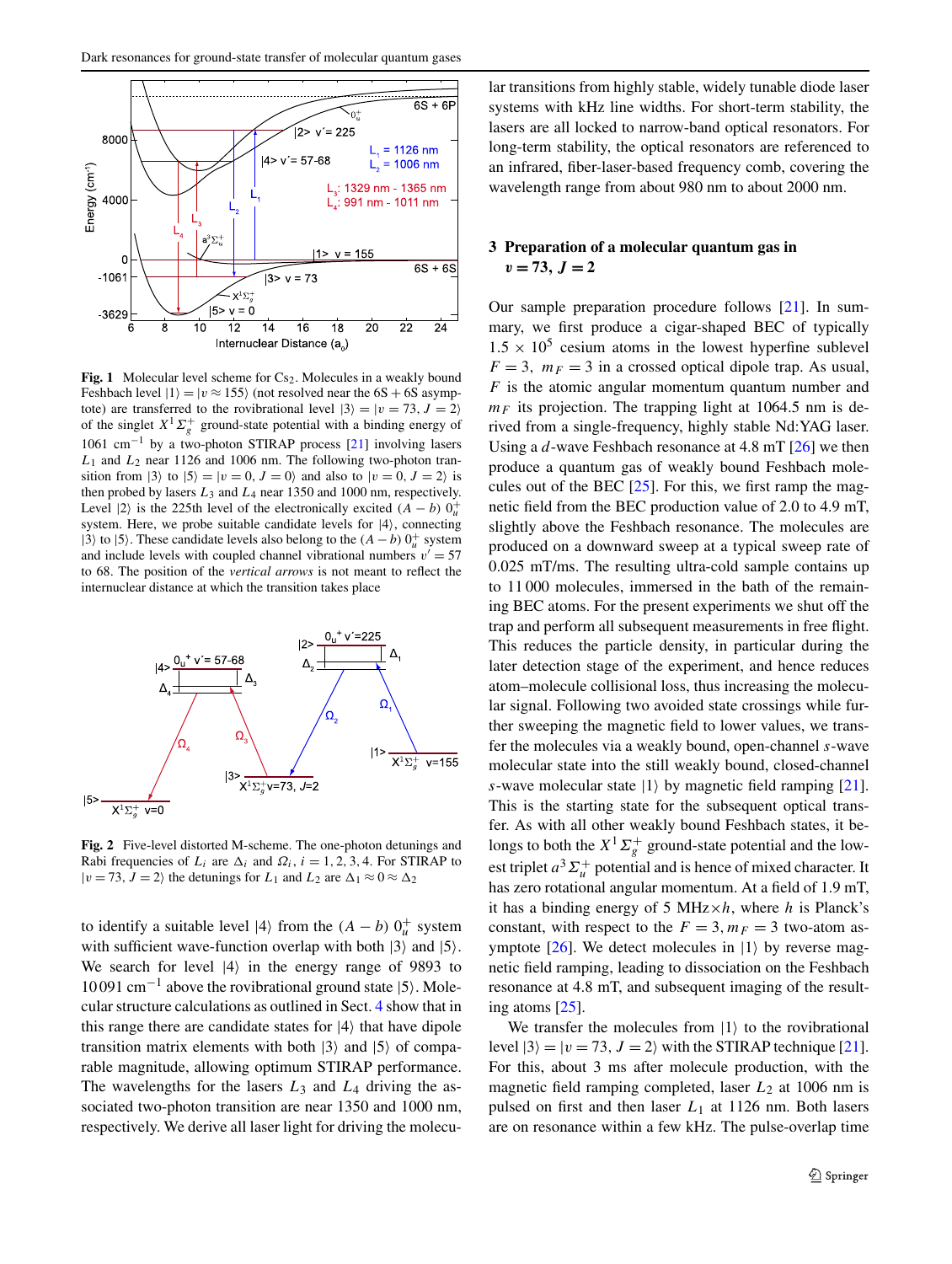**Fig. 1** Molecular level scheme for $Cs_2$. Molecules in a weakly bound Feshbach level $|1\rangle = |v \approx 155\rangle$ (not resolved near the 6S + 6S asymptote) are transferred to the rovibrational level $|3\rangle = |v = 73, J = 2\rangle$ of the singlet $X^1\Sigma_g^+$ ground-state potential with a binding energy of 1061 cm$^{-1}$ by a two-photon STIRAP process [21] involving lasers $L_1$ and $L_2$ near 1126 and 1006 nm. The following two-photon transition from $|3\rangle$ to $|5\rangle = |v = 0, J = 0\rangle$ and also to $|v = 0, J = 2\rangle$ is then probed by lasers $L_3$ and $L_4$ near 1350 and 1000 nm, respectively. Level $|2\rangle$ is the 225th level of the electronically excited $(A - b)\ 0_u^+$ system. Here, we probe suitable candidate levels for $|4\rangle$, connecting $|3\rangle$ to $|5\rangle$. These candidate levels also belong to the $(A - b)\ 0_u^+$ system and include levels with coupled channel vibrational numbers $v' = 57$ to 68. The position of the *vertical arrows* is not meant to reflect the internuclear distance at which the transition takes place

**Fig. 2** Five-level distorted M-scheme. The one-photon detunings and Rabi frequencies of $L_i$ are $\Delta_i$ and $\Omega_i$, $i = 1, 2, 3, 4$. For STIRAP to $|v = 73, J = 2\rangle$ the detunings for $L_1$ and $L_2$ are $\Delta_1 \approx 0 \approx \Delta_2$

to identify a suitable level $|4\rangle$ from the $(A - b)\ 0_u^+$ system with sufficient wave-function overlap with both $|3\rangle$ and $|5\rangle$. We search for level $|4\rangle$ in the energy range of 9893 to 10 091 cm$^{-1}$ above the rovibrational ground state $|5\rangle$. Molecular structure calculations as outlined in Sect. 4 show that in this range there are candidate states for $|4\rangle$ that have dipole transition matrix elements with both $|3\rangle$ and $|5\rangle$ of comparable magnitude, allowing optimum STIRAP performance. The wavelengths for the lasers $L_3$ and $L_4$ driving the associated two-photon transition are near 1350 and 1000 nm, respectively. We derive all laser light for driving the molecular transitions from highly stable, widely tunable diode laser systems with kHz line widths. For short-term stability, the lasers are all locked to narrow-band optical resonators. For long-term stability, the optical resonators are referenced to an infrared, fiber-laser-based frequency comb, covering the wavelength range from about 980 nm to about 2000 nm.

## 3 Preparation of a molecular quantum gas in $v = 73$, $J = 2$

Our sample preparation procedure follows [21]. In summary, we first produce a cigar-shaped BEC of typically $1.5 \times 10^5$ cesium atoms in the lowest hyperfine sublevel $F = 3$, $m_F = 3$ in a crossed optical dipole trap. As usual, $F$ is the atomic angular momentum quantum number and $m_F$ its projection. The trapping light at 1064.5 nm is derived from a single-frequency, highly stable Nd:YAG laser. Using a $d$-wave Feshbach resonance at 4.8 mT [26] we then produce a quantum gas of weakly bound Feshbach molecules out of the BEC [25]. For this, we first ramp the magnetic field from the BEC production value of 2.0 to 4.9 mT, slightly above the Feshbach resonance. The molecules are produced on a downward sweep at a typical sweep rate of 0.025 mT/ms. The resulting ultra-cold sample contains up to 11 000 molecules, immersed in the bath of the remaining BEC atoms. For the present experiments we shut off the trap and perform all subsequent measurements in free flight. This reduces the particle density, in particular during the later detection stage of the experiment, and hence reduces atom–molecule collisional loss, thus increasing the molecular signal. Following two avoided state crossings while further sweeping the magnetic field to lower values, we transfer the molecules via a weakly bound, open-channel $s$-wave molecular state into the still weakly bound, closed-channel $s$-wave molecular state $|1\rangle$ by magnetic field ramping [21]. This is the starting state for the subsequent optical transfer. As with all other weakly bound Feshbach states, it belongs to both the $X^1\Sigma_g^+$ ground-state potential and the lowest triplet $a^3\Sigma_u^+$ potential and is hence of mixed character. It has zero rotational angular momentum. At a field of 1.9 mT, it has a binding energy of 5 MHz$\times h$, where $h$ is Planck's constant, with respect to the $F = 3, m_F = 3$ two-atom asymptote [26]. We detect molecules in $|1\rangle$ by reverse magnetic field ramping, leading to dissociation on the Feshbach resonance at 4.8 mT, and subsequent imaging of the resulting atoms [25].

We transfer the molecules from $|1\rangle$ to the rovibrational level $|3\rangle = |v = 73, J = 2\rangle$ with the STIRAP technique [21]. For this, about 3 ms after molecule production, with the magnetic field ramping completed, laser $L_2$ at 1006 nm is pulsed on first and then laser $L_1$ at 1126 nm. Both lasers are on resonance within a few kHz. The pulse-overlap time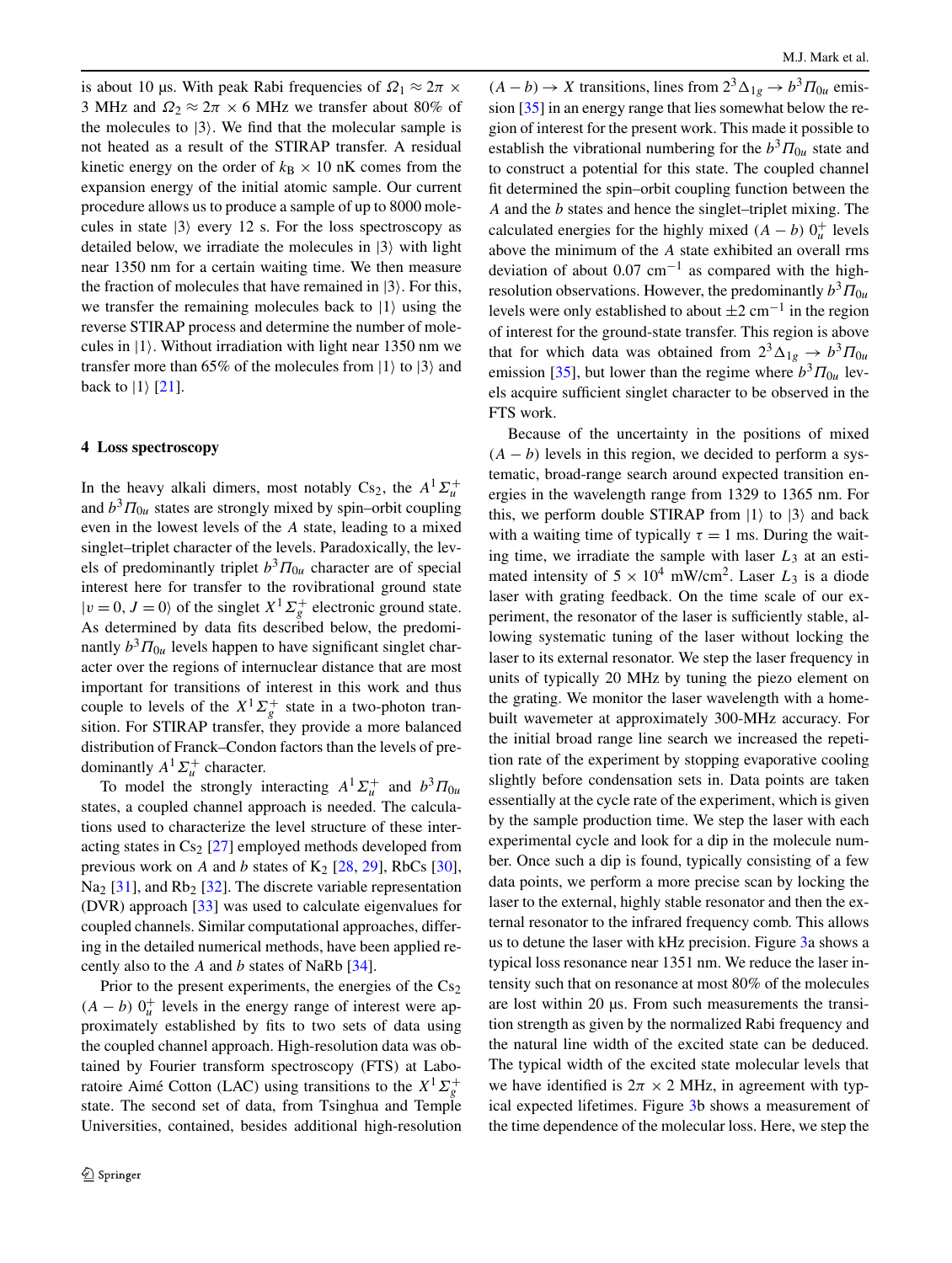is about 10 μs. With peak Rabi frequencies of $\Omega_1 \approx 2\pi \times 3$ MHz and $\Omega_2 \approx 2\pi \times 6$ MHz we transfer about 80% of the molecules to $|3\rangle$. We find that the molecular sample is not heated as a result of the STIRAP transfer. A residual kinetic energy on the order of $k_B \times 10$ nK comes from the expansion energy of the initial atomic sample. Our current procedure allows us to produce a sample of up to 8000 molecules in state $|3\rangle$ every 12 s. For the loss spectroscopy as detailed below, we irradiate the molecules in $|3\rangle$ with light near 1350 nm for a certain waiting time. We then measure the fraction of molecules that have remained in $|3\rangle$. For this, we transfer the remaining molecules back to $|1\rangle$ using the reverse STIRAP process and determine the number of molecules in $|1\rangle$. Without irradiation with light near 1350 nm we transfer more than 65% of the molecules from $|1\rangle$ to $|3\rangle$ and back to $|1\rangle$ [21].

## 4 Loss spectroscopy

In the heavy alkali dimers, most notably $Cs_2$, the $A^1\Sigma_u^+$ and $b^3\Pi_{0u}$ states are strongly mixed by spin–orbit coupling even in the lowest levels of the $A$ state, leading to a mixed singlet–triplet character of the levels. Paradoxically, the levels of predominantly triplet $b^3\Pi_{0u}$ character are of special interest here for transfer to the rovibrational ground state $|v = 0, J = 0\rangle$ of the singlet $X^1\Sigma_g^+$ electronic ground state. As determined by data fits described below, the predominantly $b^3\Pi_{0u}$ levels happen to have significant singlet character over the regions of internuclear distance that are most important for transitions of interest in this work and thus couple to levels of the $X^1\Sigma_g^+$ state in a two-photon transition. For STIRAP transfer, they provide a more balanced distribution of Franck–Condon factors than the levels of predominantly $A^1\Sigma_u^+$ character.

To model the strongly interacting $A^1\Sigma_u^+$ and $b^3\Pi_{0u}$ states, a coupled channel approach is needed. The calculations used to characterize the level structure of these interacting states in $Cs_2$ [27] employed methods developed from previous work on $A$ and $b$ states of $K_2$ [28, 29], RbCs [30], $Na_2$ [31], and $Rb_2$ [32]. The discrete variable representation (DVR) approach [33] was used to calculate eigenvalues for coupled channels. Similar computational approaches, differing in the detailed numerical methods, have been applied recently also to the $A$ and $b$ states of NaRb [34].

Prior to the present experiments, the energies of the $Cs_2$ $(A - b)\ 0_u^+$ levels in the energy range of interest were approximately established by fits to two sets of data using the coupled channel approach. High-resolution data was obtained by Fourier transform spectroscopy (FTS) at Laboratoire Aimé Cotton (LAC) using transitions to the $X^1\Sigma_g^+$ state. The second set of data, from Tsinghua and Temple Universities, contained, besides additional high-resolution $(A - b) \rightarrow X$ transitions, lines from $2^3\Delta_{1g} \rightarrow b^3\Pi_{0u}$ emission [35] in an energy range that lies somewhat below the region of interest for the present work. This made it possible to establish the vibrational numbering for the $b^3\Pi_{0u}$ state and to construct a potential for this state. The coupled channel fit determined the spin–orbit coupling function between the $A$ and the $b$ states and hence the singlet–triplet mixing. The calculated energies for the highly mixed $(A - b)\ 0_u^+$ levels above the minimum of the $A$ state exhibited an overall rms deviation of about 0.07 cm$^{-1}$ as compared with the high-resolution observations. However, the predominantly $b^3\Pi_{0u}$ levels were only established to about $\pm 2$ cm$^{-1}$ in the region of interest for the ground-state transfer. This region is above that for which data was obtained from $2^3\Delta_{1g} \rightarrow b^3\Pi_{0u}$ emission [35], but lower than the regime where $b^3\Pi_{0u}$ levels acquire sufficient singlet character to be observed in the FTS work.

Because of the uncertainty in the positions of mixed $(A - b)$ levels in this region, we decided to perform a systematic, broad-range search around expected transition energies in the wavelength range from 1329 to 1365 nm. For this, we perform double STIRAP from $|1\rangle$ to $|3\rangle$ and back with a waiting time of typically $\tau = 1$ ms. During the waiting time, we irradiate the sample with laser $L_3$ at an estimated intensity of $5 \times 10^4$ mW/cm$^2$. Laser $L_3$ is a diode laser with grating feedback. On the time scale of our experiment, the resonator of the laser is sufficiently stable, allowing systematic tuning of the laser without locking the laser to its external resonator. We step the laser frequency in units of typically 20 MHz by tuning the piezo element on the grating. We monitor the laser wavelength with a home-built wavemeter at approximately 300-MHz accuracy. For the initial broad range line search we increased the repetition rate of the experiment by stopping evaporative cooling slightly before condensation sets in. Data points are taken essentially at the cycle rate of the experiment, which is given by the sample production time. We step the laser with each experimental cycle and look for a dip in the molecule number. Once such a dip is found, typically consisting of a few data points, we perform a more precise scan by locking the laser to the external, highly stable resonator and then the external resonator to the infrared frequency comb. This allows us to detune the laser with kHz precision. Figure 3a shows a typical loss resonance near 1351 nm. We reduce the laser intensity such that on resonance at most 80% of the molecules are lost within 20 μs. From such measurements the transition strength as given by the normalized Rabi frequency and the natural line width of the excited state can be deduced. The typical width of the excited state molecular levels that we have identified is $2\pi \times 2$ MHz, in agreement with typical expected lifetimes. Figure 3b shows a measurement of the time dependence of the molecular loss. Here, we step the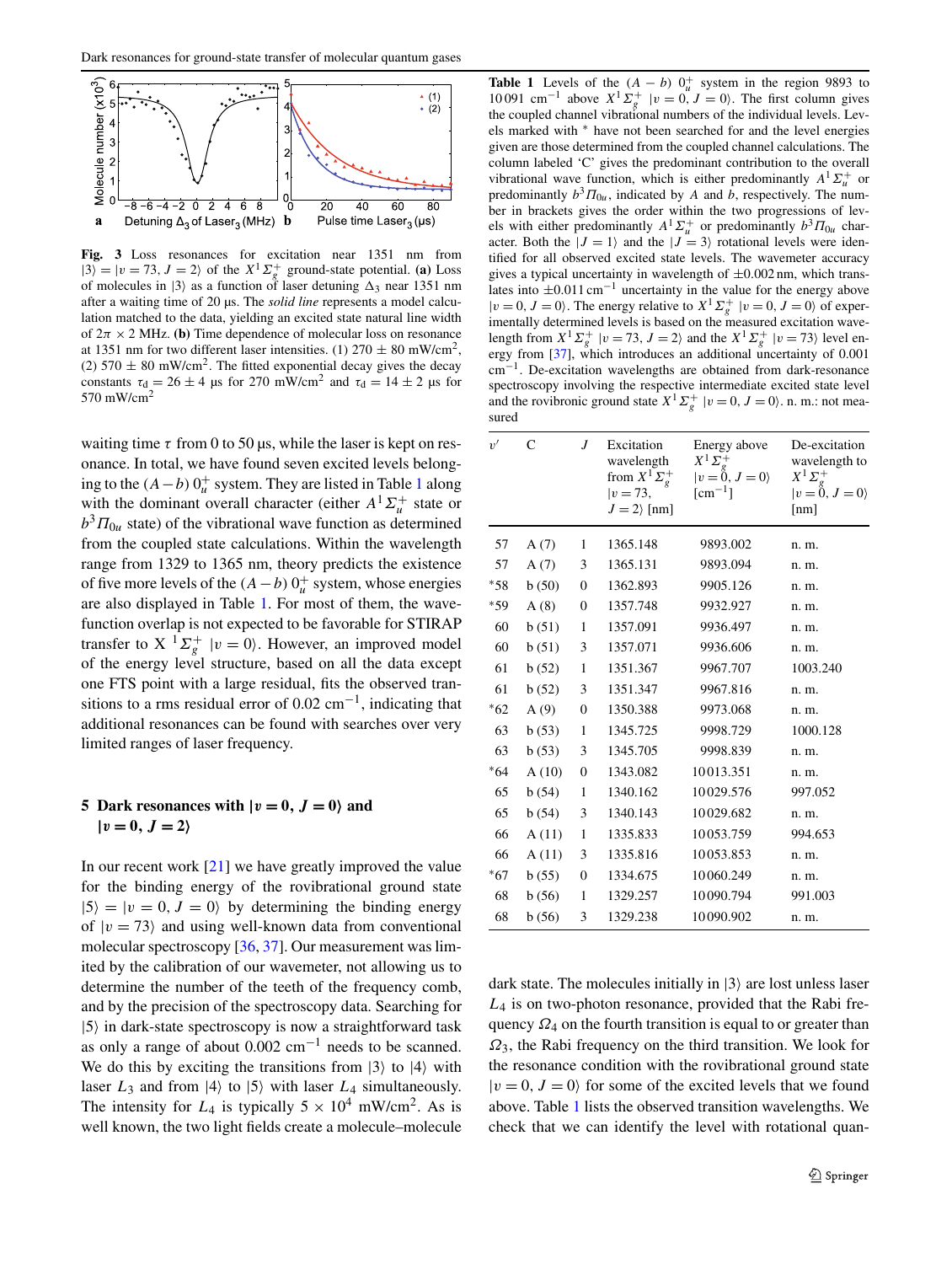**Fig. 3** Loss resonances for excitation near 1351 nm from $|3\rangle = |v = 73, J = 2\rangle$ of the $X^1\Sigma_g^+$ ground-state potential. **(a)** Loss of molecules in $|3\rangle$ as a function of laser detuning $\Delta_3$ near 1351 nm after a waiting time of 20 µs. The *solid line* represents a model calculation matched to the data, yielding an excited state natural line width of $2\pi \times 2$ MHz. **(b)** Time dependence of molecular loss on resonance at 1351 nm for two different laser intensities. (1) 270 ± 80 mW/cm$^2$, (2) 570 ± 80 mW/cm$^2$. The fitted exponential decay gives the decay constants $\tau_d = 26 \pm 4$ µs for 270 mW/cm$^2$ and $\tau_d = 14 \pm 2$ µs for 570 mW/cm$^2$

waiting time $\tau$ from 0 to 50 µs, while the laser is kept on resonance. In total, we have found seven excited levels belonging to the $(A-b)\ 0_u^+$ system. They are listed in Table 1 along with the dominant overall character (either $A^1\Sigma_u^+$ state or $b^3\Pi_{0u}$ state) of the vibrational wave function as determined from the coupled state calculations. Within the wavelength range from 1329 to 1365 nm, theory predicts the existence of five more levels of the $(A-b)\ 0_u^+$ system, whose energies are also displayed in Table 1. For most of them, the wavefunction overlap is not expected to be favorable for STIRAP transfer to X $^1\Sigma_g^+$ $|v = 0\rangle$. However, an improved model of the energy level structure, based on all the data except one FTS point with a large residual, fits the observed transitions to a rms residual error of 0.02 cm$^{-1}$, indicating that additional resonances can be found with searches over very limited ranges of laser frequency.

## 5 Dark resonances with $|v = 0, J = 0\rangle$ and $|v = 0, J = 2\rangle$

In our recent work [21] we have greatly improved the value for the binding energy of the rovibrational ground state $|5\rangle = |v = 0, J = 0\rangle$ by determining the binding energy of $|v = 73\rangle$ and using well-known data from conventional molecular spectroscopy [36, 37]. Our measurement was limited by the calibration of our wavemeter, not allowing us to determine the number of the teeth of the frequency comb, and by the precision of the spectroscopy data. Searching for $|5\rangle$ in dark-state spectroscopy is now a straightforward task as only a range of about 0.002 cm$^{-1}$ needs to be scanned. We do this by exciting the transitions from $|3\rangle$ to $|4\rangle$ with laser $L_3$ and from $|4\rangle$ to $|5\rangle$ with laser $L_4$ simultaneously. The intensity for $L_4$ is typically $5 \times 10^4$ mW/cm$^2$. As is well known, the two light fields create a molecule–molecule dark state. The molecules initially in $|3\rangle$ are lost unless laser $L_4$ is on two-photon resonance, provided that the Rabi frequency $\Omega_4$ on the fourth transition is equal to or greater than $\Omega_3$, the Rabi frequency on the third transition. We look for the resonance condition with the rovibrational ground state $|v = 0, J = 0\rangle$ for some of the excited levels that we found above. Table 1 lists the observed transition wavelengths. We check that we can identify the level with rotational quan-

**Table 1** Levels of the $(A-b)\ 0_u^+$ system in the region 9893 to 10 091 cm$^{-1}$ above $X^1\Sigma_g^+$ $|v = 0, J = 0\rangle$. The first column gives the coupled channel vibrational numbers of the individual levels. Levels marked with * have not been searched for and the level energies given are those determined from the coupled channel calculations. The column labeled 'C' gives the predominant contribution to the overall vibrational wave function, which is either predominantly $A^1\Sigma_u^+$ or predominantly $b^3\Pi_{0u}$, indicated by $A$ and $b$, respectively. The number in brackets gives the order within the two progressions of levels with either predominantly $A^1\Sigma_u^+$ or predominantly $b^3\Pi_{0u}$ character. Both the $|J = 1\rangle$ and the $|J = 3\rangle$ rotational levels were identified for all observed excited state levels. The wavemeter accuracy gives a typical uncertainty in wavelength of ±0.002 nm, which translates into ±0.011 cm$^{-1}$ uncertainty in the value for the energy above $|v = 0, J = 0\rangle$. The energy relative to $X^1\Sigma_g^+$ $|v = 0, J = 0\rangle$ of experimentally determined levels is based on the measured excitation wavelength from $X^1\Sigma_g^+$ $|v = 73, J = 2\rangle$ and the $X^1\Sigma_g^+$ $|v = 73\rangle$ level energy from [37], which introduces an additional uncertainty of 0.001 cm$^{-1}$. De-excitation wavelengths are obtained from dark-resonance spectroscopy involving the respective intermediate excited state level and the rovibronic ground state $X^1\Sigma_g^+$ $|v = 0, J = 0\rangle$. n. m.: not measured

| $v'$ | C | $J$ | Excitation wavelength from $X^1\Sigma_g^+$ $\|v = 73, J = 2\rangle$ [nm] | Energy above $X^1\Sigma_g^+$ $\|v = 0, J = 0\rangle$ [cm$^{-1}$] | De-excitation wavelength to $X^1\Sigma_g^+$ $\|v = 0, J = 0\rangle$ [nm] |
|---|---|---|---|---|---|
| 57 | A (7) | 1 | 1365.148 | 9893.002 | n. m. |
| 57 | A (7) | 3 | 1365.131 | 9893.094 | n. m. |
| *58 | b (50) | 0 | 1362.893 | 9905.126 | n. m. |
| *59 | A (8) | 0 | 1357.748 | 9932.927 | n. m. |
| 60 | b (51) | 1 | 1357.091 | 9936.497 | n. m. |
| 60 | b (51) | 3 | 1357.071 | 9936.606 | n. m. |
| 61 | b (52) | 1 | 1351.367 | 9967.707 | 1003.240 |
| 61 | b (52) | 3 | 1351.347 | 9967.816 | n. m. |
| *62 | A (9) | 0 | 1350.388 | 9973.068 | n. m. |
| 63 | b (53) | 1 | 1345.725 | 9998.729 | 1000.128 |
| 63 | b (53) | 3 | 1345.705 | 9998.839 | n. m. |
| *64 | A (10) | 0 | 1343.082 | 10 013.351 | n. m. |
| 65 | b (54) | 1 | 1340.162 | 10 029.576 | 997.052 |
| 65 | b (54) | 3 | 1340.143 | 10 029.682 | n. m. |
| 66 | A (11) | 1 | 1335.833 | 10 053.759 | 994.653 |
| 66 | A (11) | 3 | 1335.816 | 10 053.853 | n. m. |
| *67 | b (55) | 0 | 1334.675 | 10 060.249 | n. m. |
| 68 | b (56) | 1 | 1329.257 | 10 090.794 | 991.003 |
| 68 | b (56) | 3 | 1329.238 | 10 090.902 | n. m. |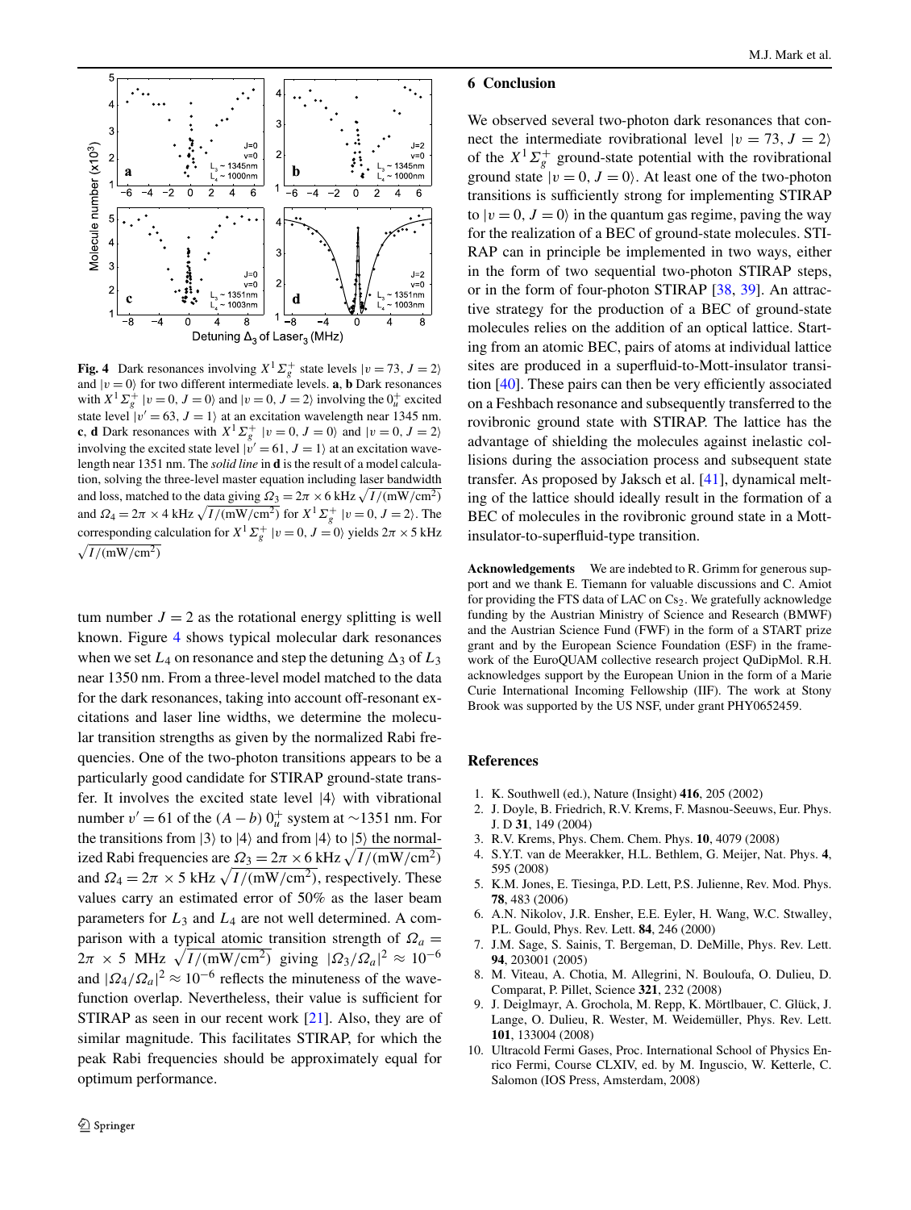**Fig. 4** Dark resonances involving $X^1\Sigma_g^+$ state levels $|v=73, J=2\rangle$ and $|v=0\rangle$ for two different intermediate levels. **a**, **b** Dark resonances with $X^1\Sigma_g^+$ $|v=0, J=0\rangle$ and $|v=0, J=2\rangle$ involving the $0_u^+$ excited state level $|v'=63, J=1\rangle$ at an excitation wavelength near 1345 nm. **c**, **d** Dark resonances with $X^1\Sigma_g^+$ $|v=0, J=0\rangle$ and $|v=0, J=2\rangle$ involving the excited state level $|v'=61, J=1\rangle$ at an excitation wavelength near 1351 nm. The *solid line* in **d** is the result of a model calculation, solving the three-level master equation including laser bandwidth and loss, matched to the data giving $\Omega_3 = 2\pi \times 6$ kHz $\sqrt{I/(\mathrm{mW/cm^2})}$ and $\Omega_4 = 2\pi \times 4$ kHz $\sqrt{I/(\mathrm{mW/cm^2})}$ for $X^1\Sigma_g^+$ $|v=0, J=2\rangle$. The corresponding calculation for $X^1\Sigma_g^+$ $|v=0, J=0\rangle$ yields $2\pi \times 5$ kHz $\sqrt{I/(\mathrm{mW/cm^2})}$

tum number $J=2$ as the rotational energy splitting is well known. Figure 4 shows typical molecular dark resonances when we set $L_4$ on resonance and step the detuning $\Delta_3$ of $L_3$ near 1350 nm. From a three-level model matched to the data for the dark resonances, taking into account off-resonant excitations and laser line widths, we determine the molecular transition strengths as given by the normalized Rabi frequencies. One of the two-photon transitions appears to be a particularly good candidate for STIRAP ground-state transfer. It involves the excited state level $|4\rangle$ with vibrational number $v'=61$ of the $(A-b)$ $0_u^+$ system at $\sim$1351 nm. For the transitions from $|3\rangle$ to $|4\rangle$ and from $|4\rangle$ to $|5\rangle$ the normalized Rabi frequencies are $\Omega_3 = 2\pi \times 6$ kHz $\sqrt{I/(\mathrm{mW/cm^2})}$ and $\Omega_4 = 2\pi \times 5$ kHz $\sqrt{I/(\mathrm{mW/cm^2})}$, respectively. These values carry an estimated error of 50% as the laser beam parameters for $L_3$ and $L_4$ are not well determined. A comparison with a typical atomic transition strength of $\Omega_a = 2\pi \times 5$ MHz $\sqrt{I/(\mathrm{mW/cm^2})}$ giving $|\Omega_3/\Omega_a|^2 \approx 10^{-6}$ and $|\Omega_4/\Omega_a|^2 \approx 10^{-6}$ reflects the minuteness of the wavefunction overlap. Nevertheless, their value is sufficient for STIRAP as seen in our recent work [21]. Also, they are of similar magnitude. This facilitates STIRAP, for which the peak Rabi frequencies should be approximately equal for optimum performance.

## 6 Conclusion

We observed several two-photon dark resonances that connect the intermediate rovibrational level $|v=73, J=2\rangle$ of the $X^1\Sigma_g^+$ ground-state potential with the rovibrational ground state $|v=0, J=0\rangle$. At least one of the two-photon transitions is sufficiently strong for implementing STIRAP to $|v=0, J=0\rangle$ in the quantum gas regime, paving the way for the realization of a BEC of ground-state molecules. STIRAP can in principle be implemented in two ways, either in the form of two sequential two-photon STIRAP steps, or in the form of four-photon STIRAP [38, 39]. An attractive strategy for the production of a BEC of ground-state molecules relies on the addition of an optical lattice. Starting from an atomic BEC, pairs of atoms at individual lattice sites are produced in a superfluid-to-Mott-insulator transition [40]. These pairs can then be very efficiently associated on a Feshbach resonance and subsequently transferred to the rovibronic ground state with STIRAP. The lattice has the advantage of shielding the molecules against inelastic collisions during the association process and subsequent state transfer. As proposed by Jaksch et al. [41], dynamical melting of the lattice should ideally result in the formation of a BEC of molecules in the rovibronic ground state in a Mott-insulator-to-superfluid-type transition.

**Acknowledgements** We are indebted to R. Grimm for generous support and we thank E. Tiemann for valuable discussions and C. Amiot for providing the FTS data of LAC on $Cs_2$. We gratefully acknowledge funding by the Austrian Ministry of Science and Research (BMWF) and the Austrian Science Fund (FWF) in the form of a START prize grant and by the European Science Foundation (ESF) in the framework of the EuroQUAM collective research project QuDipMol. R.H. acknowledges support by the European Union in the form of a Marie Curie International Incoming Fellowship (IIF). The work at Stony Brook was supported by the US NSF, under grant PHY0652459.

## References

1. K. Southwell (ed.), Nature (Insight) **416**, 205 (2002)
2. J. Doyle, B. Friedrich, R.V. Krems, F. Masnou-Seeuws, Eur. Phys. J. D **31**, 149 (2004)
3. R.V. Krems, Phys. Chem. Chem. Phys. **10**, 4079 (2008)
4. S.Y.T. van de Meerakker, H.L. Bethlem, G. Meijer, Nat. Phys. **4**, 595 (2008)
5. K.M. Jones, E. Tiesinga, P.D. Lett, P.S. Julienne, Rev. Mod. Phys. **78**, 483 (2006)
6. A.N. Nikolov, J.R. Ensher, E.E. Eyler, H. Wang, W.C. Stwalley, P.L. Gould, Phys. Rev. Lett. **84**, 246 (2000)
7. J.M. Sage, S. Sainis, T. Bergeman, D. DeMille, Phys. Rev. Lett. **94**, 203001 (2005)
8. M. Viteau, A. Chotia, M. Allegrini, N. Bouloufa, O. Dulieu, D. Comparat, P. Pillet, Science **321**, 232 (2008)
9. J. Deiglmayr, A. Grochola, M. Repp, K. Mörtlbauer, C. Glück, J. Lange, O. Dulieu, R. Wester, M. Weidemüller, Phys. Rev. Lett. **101**, 133004 (2008)
10. Ultracold Fermi Gases, Proc. International School of Physics Enrico Fermi, Course CLXIV, ed. by M. Inguscio, W. Ketterle, C. Salomon (IOS Press, Amsterdam, 2008)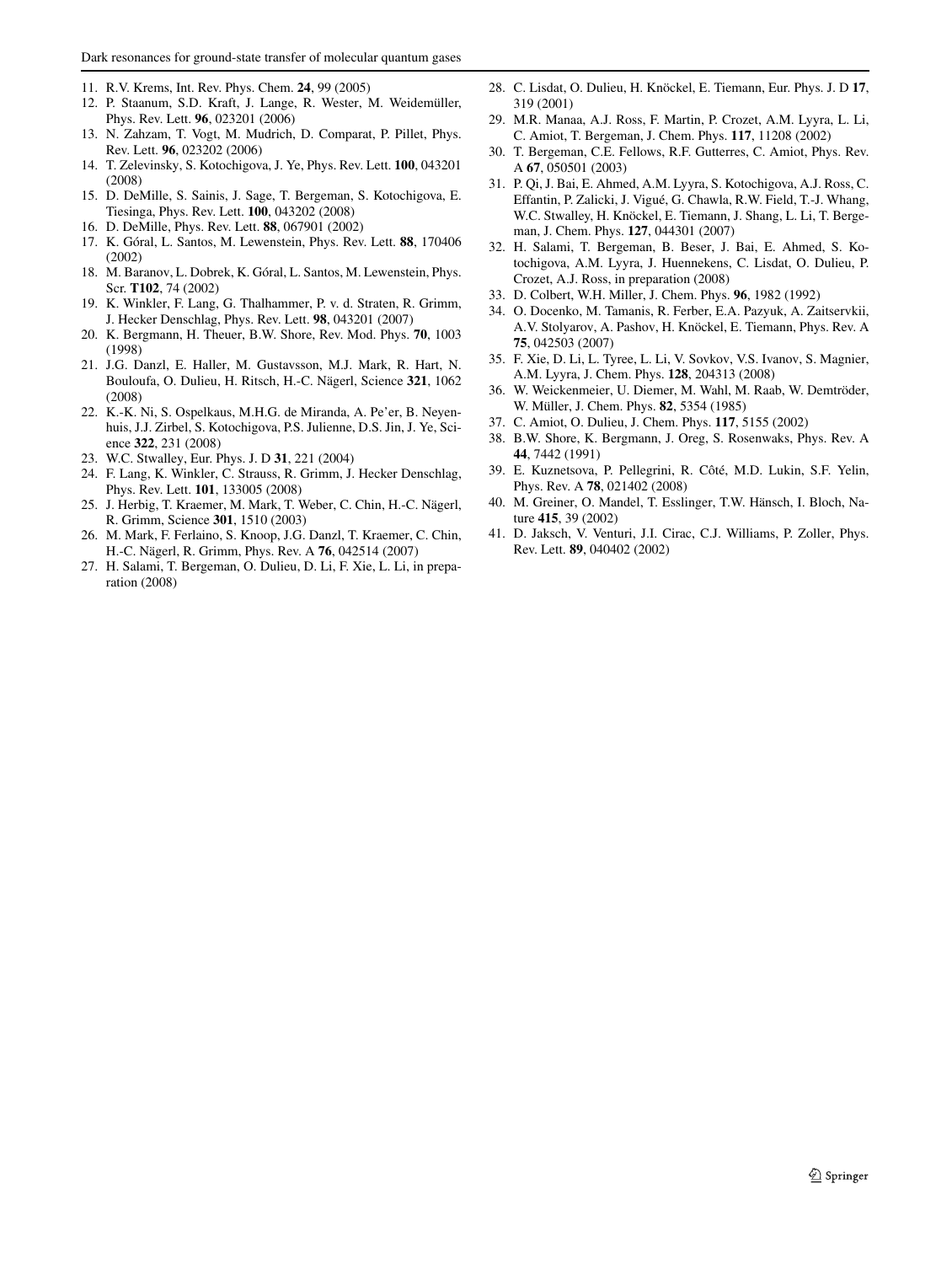11. R.V. Krems, Int. Rev. Phys. Chem. **24**, 99 (2005)
12. P. Staanum, S.D. Kraft, J. Lange, R. Wester, M. Weidemüller, Phys. Rev. Lett. **96**, 023201 (2006)
13. N. Zahzam, T. Vogt, M. Mudrich, D. Comparat, P. Pillet, Phys. Rev. Lett. **96**, 023202 (2006)
14. T. Zelevinsky, S. Kotochigova, J. Ye, Phys. Rev. Lett. **100**, 043201 (2008)
15. D. DeMille, S. Sainis, J. Sage, T. Bergeman, S. Kotochigova, E. Tiesinga, Phys. Rev. Lett. **100**, 043202 (2008)
16. D. DeMille, Phys. Rev. Lett. **88**, 067901 (2002)
17. K. Góral, L. Santos, M. Lewenstein, Phys. Rev. Lett. **88**, 170406 (2002)
18. M. Baranov, L. Dobrek, K. Góral, L. Santos, M. Lewenstein, Phys. Scr. **T102**, 74 (2002)
19. K. Winkler, F. Lang, G. Thalhammer, P. v. d. Straten, R. Grimm, J. Hecker Denschlag, Phys. Rev. Lett. **98**, 043201 (2007)
20. K. Bergmann, H. Theuer, B.W. Shore, Rev. Mod. Phys. **70**, 1003 (1998)
21. J.G. Danzl, E. Haller, M. Gustavsson, M.J. Mark, R. Hart, N. Bouloufa, O. Dulieu, H. Ritsch, H.-C. Nägerl, Science **321**, 1062 (2008)
22. K.-K. Ni, S. Ospelkaus, M.H.G. de Miranda, A. Pe'er, B. Neyenhuis, J.J. Zirbel, S. Kotochigova, P.S. Julienne, D.S. Jin, J. Ye, Science **322**, 231 (2008)
23. W.C. Stwalley, Eur. Phys. J. D **31**, 221 (2004)
24. F. Lang, K. Winkler, C. Strauss, R. Grimm, J. Hecker Denschlag, Phys. Rev. Lett. **101**, 133005 (2008)
25. J. Herbig, T. Kraemer, M. Mark, T. Weber, C. Chin, H.-C. Nägerl, R. Grimm, Science **301**, 1510 (2003)
26. M. Mark, F. Ferlaino, S. Knoop, J.G. Danzl, T. Kraemer, C. Chin, H.-C. Nägerl, R. Grimm, Phys. Rev. A **76**, 042514 (2007)
27. H. Salami, T. Bergeman, O. Dulieu, D. Li, F. Xie, L. Li, in preparation (2008)
28. C. Lisdat, O. Dulieu, H. Knöckel, E. Tiemann, Eur. Phys. J. D **17**, 319 (2001)
29. M.R. Manaa, A.J. Ross, F. Martin, P. Crozet, A.M. Lyyra, L. Li, C. Amiot, T. Bergeman, J. Chem. Phys. **117**, 11208 (2002)
30. T. Bergeman, C.E. Fellows, R.F. Gutterres, C. Amiot, Phys. Rev. A **67**, 050501 (2003)
31. P. Qi, J. Bai, E. Ahmed, A.M. Lyyra, S. Kotochigova, A.J. Ross, C. Effantin, P. Zalicki, J. Vigué, G. Chawla, R.W. Field, T.-J. Whang, W.C. Stwalley, H. Knöckel, E. Tiemann, J. Shang, L. Li, T. Bergeman, J. Chem. Phys. **127**, 044301 (2007)
32. H. Salami, T. Bergeman, B. Beser, J. Bai, E. Ahmed, S. Kotochigova, A.M. Lyyra, J. Huennekens, C. Lisdat, O. Dulieu, P. Crozet, A.J. Ross, in preparation (2008)
33. D. Colbert, W.H. Miller, J. Chem. Phys. **96**, 1982 (1992)
34. O. Docenko, M. Tamanis, R. Ferber, E.A. Pazyuk, A. Zaitservkii, A.V. Stolyarov, A. Pashov, H. Knöckel, E. Tiemann, Phys. Rev. A **75**, 042503 (2007)
35. F. Xie, D. Li, L. Tyree, L. Li, V. Sovkov, V.S. Ivanov, S. Magnier, A.M. Lyyra, J. Chem. Phys. **128**, 204313 (2008)
36. W. Weickenmeier, U. Diemer, M. Wahl, M. Raab, W. Demtröder, W. Müller, J. Chem. Phys. **82**, 5354 (1985)
37. C. Amiot, O. Dulieu, J. Chem. Phys. **117**, 5155 (2002)
38. B.W. Shore, K. Bergmann, J. Oreg, S. Rosenwaks, Phys. Rev. A **44**, 7442 (1991)
39. E. Kuznetsova, P. Pellegrini, R. Côté, M.D. Lukin, S.F. Yelin, Phys. Rev. A **78**, 021402 (2008)
40. M. Greiner, O. Mandel, T. Esslinger, T.W. Hänsch, I. Bloch, Nature **415**, 39 (2002)
41. D. Jaksch, V. Venturi, J.I. Cirac, C.J. Williams, P. Zoller, Phys. Rev. Lett. **89**, 040402 (2002)